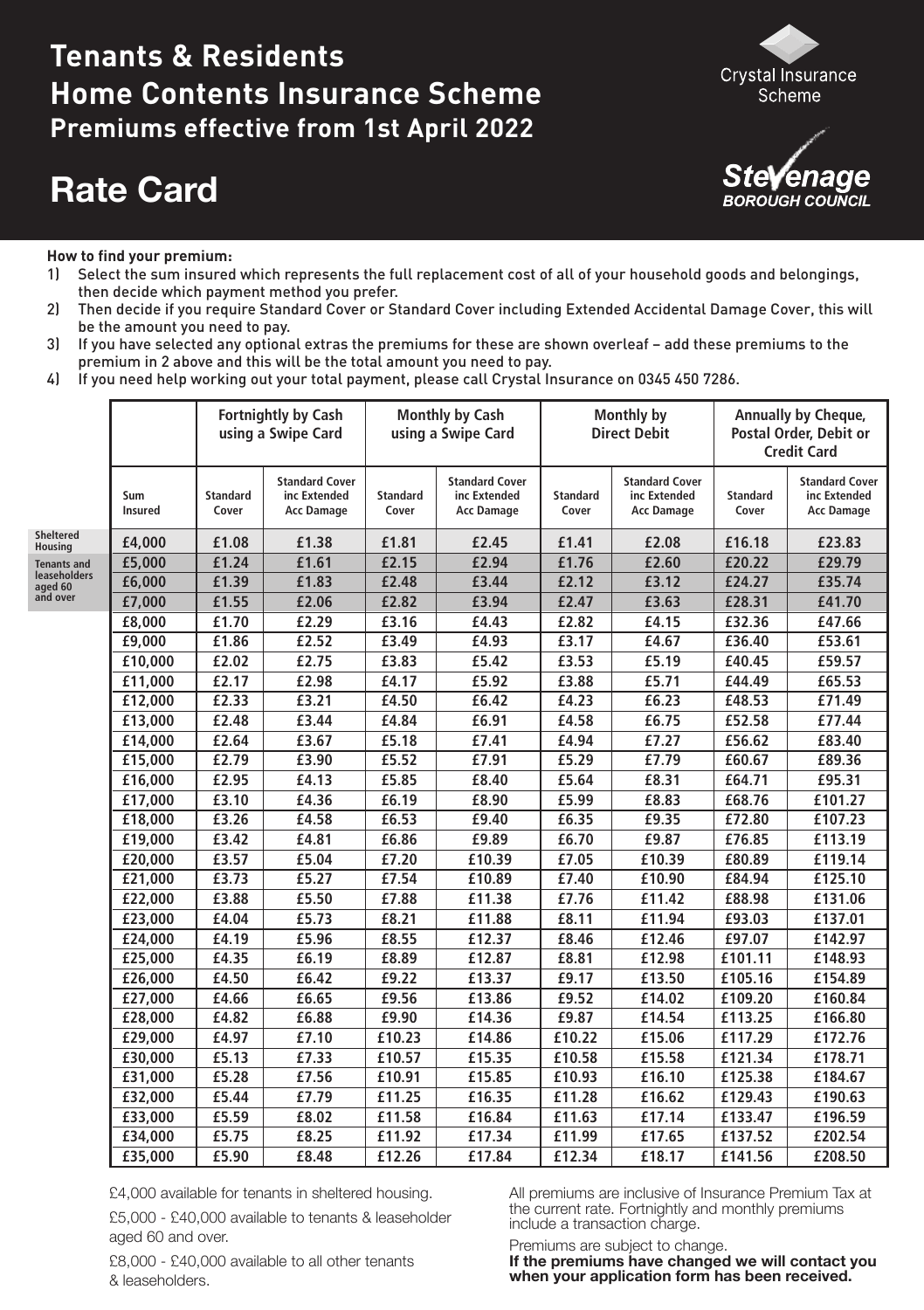# Tenants & Residents Home Contents Insurance Scheme

## Premiums effective from 1st April 2022

Crystal Insurance Scheme

Stevenage BOROUGH COUNCIL

# Rate Card

**How to find your premium:**

1) Select the sum insured which represents the full replacement cost of all of your household goods and belongings, then decide which payment method you prefer.
2) Then decide if you require Standard Cover or Standard Cover including Extended Accidental Damage Cover, this will be the amount you need to pay.
3) If you have selected any optional extras the premiums for these are shown overleaf – add these premiums to the premium in 2 above and this will be the total amount you need to pay.
4) If you need help working out your total payment, please call Crystal Insurance on 0345 450 7286.

| | | Fortnightly by Cash using a Swipe Card | | Monthly by Cash using a Swipe Card | | Monthly by Direct Debit | | Annually by Cheque, Postal Order, Debit or Credit Card | |
|---|---|---|---|---|---|---|---|---|---|
| | Sum Insured | Standard Cover | Standard Cover inc Extended Acc Damage | Standard Cover | Standard Cover inc Extended Acc Damage | Standard Cover | Standard Cover inc Extended Acc Damage | Standard Cover | Standard Cover inc Extended Acc Damage |
| Sheltered Housing | £4,000 | £1.08 | £1.38 | £1.81 | £2.45 | £1.41 | £2.08 | £16.18 | £23.83 |
| Tenants and leaseholders aged 60 and over | £5,000 | £1.24 | £1.61 | £2.15 | £2.94 | £1.76 | £2.60 | £20.22 | £29.79 |
| | £6,000 | £1.39 | £1.83 | £2.48 | £3.44 | £2.12 | £3.12 | £24.27 | £35.74 |
| | £7,000 | £1.55 | £2.06 | £2.82 | £3.94 | £2.47 | £3.63 | £28.31 | £41.70 |
| | £8,000 | £1.70 | £2.29 | £3.16 | £4.43 | £2.82 | £4.15 | £32.36 | £47.66 |
| | £9,000 | £1.86 | £2.52 | £3.49 | £4.93 | £3.17 | £4.67 | £36.40 | £53.61 |
| | £10,000 | £2.02 | £2.75 | £3.83 | £5.42 | £3.53 | £5.19 | £40.45 | £59.57 |
| | £11,000 | £2.17 | £2.98 | £4.17 | £5.92 | £3.88 | £5.71 | £44.49 | £65.53 |
| | £12,000 | £2.33 | £3.21 | £4.50 | £6.42 | £4.23 | £6.23 | £48.53 | £71.49 |
| | £13,000 | £2.48 | £3.44 | £4.84 | £6.91 | £4.58 | £6.75 | £52.58 | £77.44 |
| | £14,000 | £2.64 | £3.67 | £5.18 | £7.41 | £4.94 | £7.27 | £56.62 | £83.40 |
| | £15,000 | £2.79 | £3.90 | £5.52 | £7.91 | £5.29 | £7.79 | £60.67 | £89.36 |
| | £16,000 | £2.95 | £4.13 | £5.85 | £8.40 | £5.64 | £8.31 | £64.71 | £95.31 |
| | £17,000 | £3.10 | £4.36 | £6.19 | £8.90 | £5.99 | £8.83 | £68.76 | £101.27 |
| | £18,000 | £3.26 | £4.58 | £6.53 | £9.40 | £6.35 | £9.35 | £72.80 | £107.23 |
| | £19,000 | £3.42 | £4.81 | £6.86 | £9.89 | £6.70 | £9.87 | £76.85 | £113.19 |
| | £20,000 | £3.57 | £5.04 | £7.20 | £10.39 | £7.05 | £10.39 | £80.89 | £119.14 |
| | £21,000 | £3.73 | £5.27 | £7.54 | £10.89 | £7.40 | £10.90 | £84.94 | £125.10 |
| | £22,000 | £3.88 | £5.50 | £7.88 | £11.38 | £7.76 | £11.42 | £88.98 | £131.06 |
| | £23,000 | £4.04 | £5.73 | £8.21 | £11.88 | £8.11 | £11.94 | £93.03 | £137.01 |
| | £24,000 | £4.19 | £5.96 | £8.55 | £12.37 | £8.46 | £12.46 | £97.07 | £142.97 |
| | £25,000 | £4.35 | £6.19 | £8.89 | £12.87 | £8.81 | £12.98 | £101.11 | £148.93 |
| | £26,000 | £4.50 | £6.42 | £9.22 | £13.37 | £9.17 | £13.50 | £105.16 | £154.89 |
| | £27,000 | £4.66 | £6.65 | £9.56 | £13.86 | £9.52 | £14.02 | £109.20 | £160.84 |
| | £28,000 | £4.82 | £6.88 | £9.90 | £14.36 | £9.87 | £14.54 | £113.25 | £166.80 |
| | £29,000 | £4.97 | £7.10 | £10.23 | £14.86 | £10.22 | £15.06 | £117.29 | £172.76 |
| | £30,000 | £5.13 | £7.33 | £10.57 | £15.35 | £10.58 | £15.58 | £121.34 | £178.71 |
| | £31,000 | £5.28 | £7.56 | £10.91 | £15.85 | £10.93 | £16.10 | £125.38 | £184.67 |
| | £32,000 | £5.44 | £7.79 | £11.25 | £16.35 | £11.28 | £16.62 | £129.43 | £190.63 |
| | £33,000 | £5.59 | £8.02 | £11.58 | £16.84 | £11.63 | £17.14 | £133.47 | £196.59 |
| | £34,000 | £5.75 | £8.25 | £11.92 | £17.34 | £11.99 | £17.65 | £137.52 | £202.54 |
| | £35,000 | £5.90 | £8.48 | £12.26 | £17.84 | £12.34 | £18.17 | £141.56 | £208.50 |

£4,000 available for tenants in sheltered housing.

£5,000 - £40,000 available to tenants & leaseholder aged 60 and over.

£8,000 - £40,000 available to all other tenants & leaseholders.

All premiums are inclusive of Insurance Premium Tax at the current rate. Fortnightly and monthly premiums include a transaction charge.

Premiums are subject to change.

**If the premiums have changed we will contact you when your application form has been received.**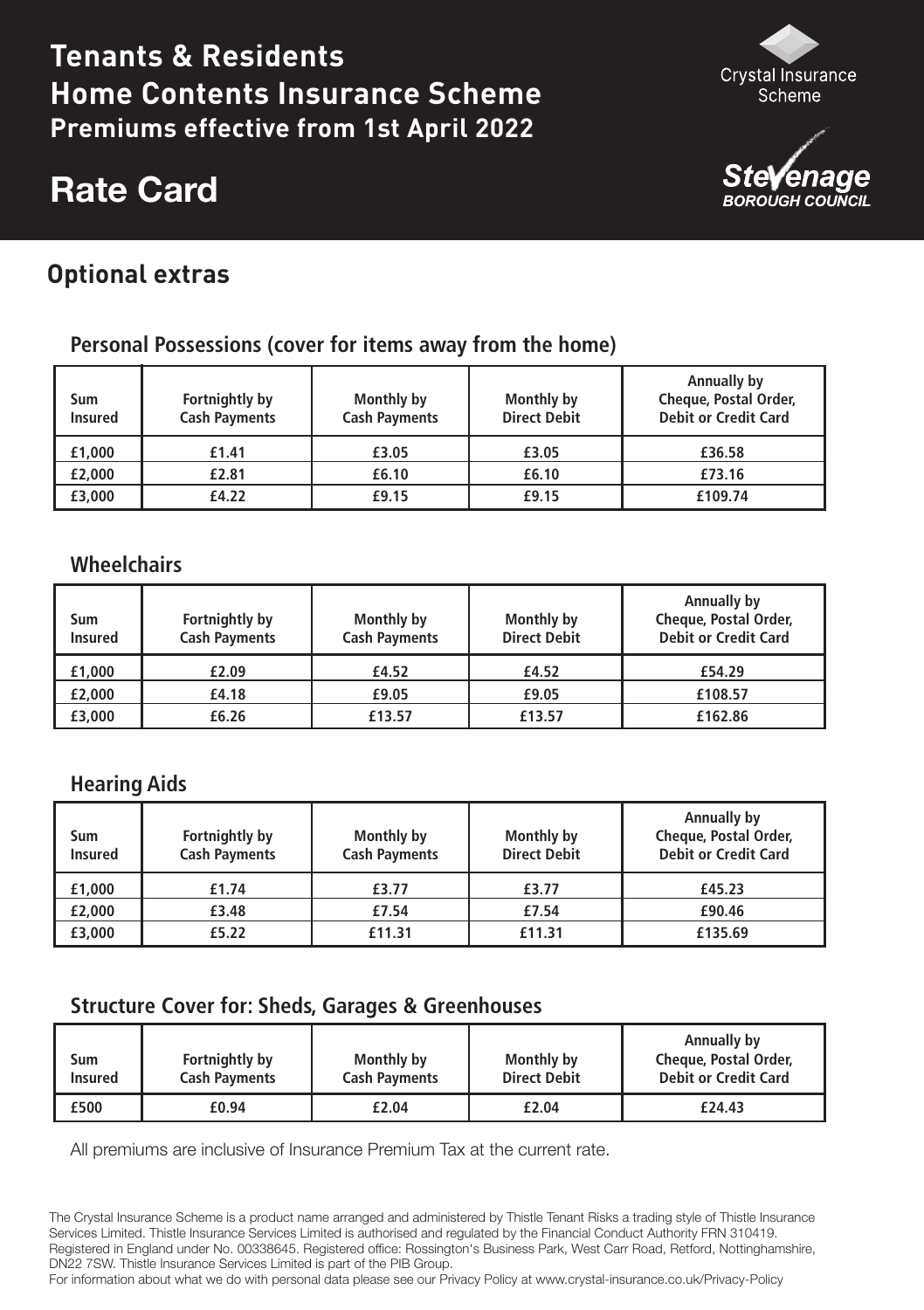# Tenants & Residents Home Contents Insurance Scheme
## Premiums effective from 1st April 2022

Crystal Insurance Scheme

Stevenage BOROUGH COUNCIL

# Rate Card

## Optional extras

### Personal Possessions (cover for items away from the home)

| Sum Insured | Fortnightly by Cash Payments | Monthly by Cash Payments | Monthly by Direct Debit | Annually by Cheque, Postal Order, Debit or Credit Card |
|---|---|---|---|---|
| £1,000 | £1.41 | £3.05 | £3.05 | £36.58 |
| £2,000 | £2.81 | £6.10 | £6.10 | £73.16 |
| £3,000 | £4.22 | £9.15 | £9.15 | £109.74 |

### Wheelchairs

| Sum Insured | Fortnightly by Cash Payments | Monthly by Cash Payments | Monthly by Direct Debit | Annually by Cheque, Postal Order, Debit or Credit Card |
|---|---|---|---|---|
| £1,000 | £2.09 | £4.52 | £4.52 | £54.29 |
| £2,000 | £4.18 | £9.05 | £9.05 | £108.57 |
| £3,000 | £6.26 | £13.57 | £13.57 | £162.86 |

### Hearing Aids

| Sum Insured | Fortnightly by Cash Payments | Monthly by Cash Payments | Monthly by Direct Debit | Annually by Cheque, Postal Order, Debit or Credit Card |
|---|---|---|---|---|
| £1,000 | £1.74 | £3.77 | £3.77 | £45.23 |
| £2,000 | £3.48 | £7.54 | £7.54 | £90.46 |
| £3,000 | £5.22 | £11.31 | £11.31 | £135.69 |

### Structure Cover for: Sheds, Garages & Greenhouses

| Sum Insured | Fortnightly by Cash Payments | Monthly by Cash Payments | Monthly by Direct Debit | Annually by Cheque, Postal Order, Debit or Credit Card |
|---|---|---|---|---|
| £500 | £0.94 | £2.04 | £2.04 | £24.43 |

All premiums are inclusive of Insurance Premium Tax at the current rate.

The Crystal Insurance Scheme is a product name arranged and administered by Thistle Tenant Risks a trading style of Thistle Insurance Services Limited. Thistle Insurance Services Limited is authorised and regulated by the Financial Conduct Authority FRN 310419. Registered in England under No. 00338645. Registered office: Rossington's Business Park, West Carr Road, Retford, Nottinghamshire, DN22 7SW. Thistle Insurance Services Limited is part of the PIB Group.
For information about what we do with personal data please see our Privacy Policy at www.crystal-insurance.co.uk/Privacy-Policy